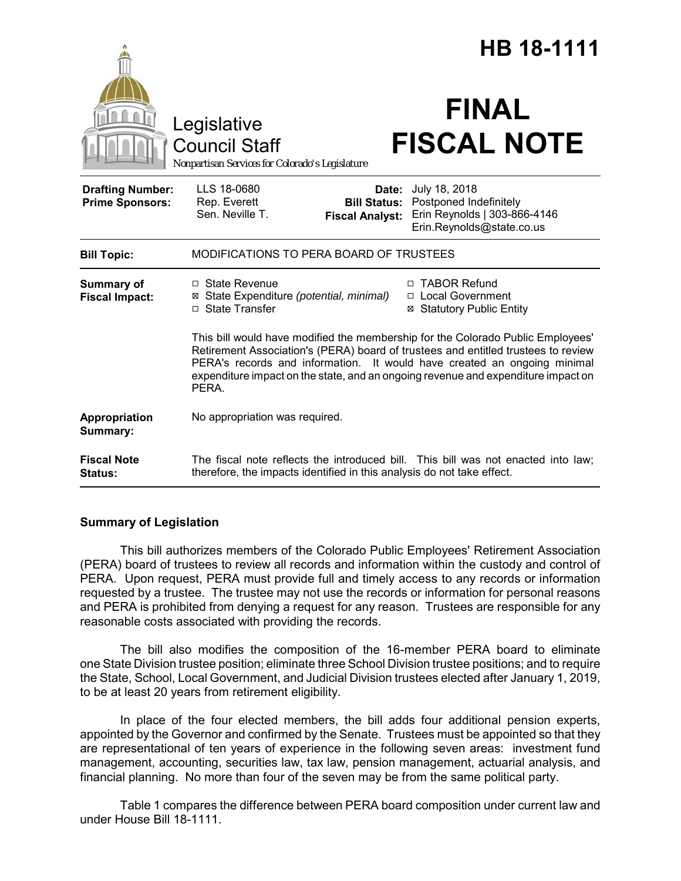# HB 18-1111

Legislative Council Staff

*Nonpartisan Services for Colorado's Legislature*

# FINAL FISCAL NOTE

| | | | |
|---|---|---|---|
| **Drafting Number:** | LLS 18-0680 | **Date:** | July 18, 2018 |
| **Prime Sponsors:** | Rep. Everett<br>Sen. Neville T. | **Bill Status:** | Postponed Indefinitely |
| | | **Fiscal Analyst:** | Erin Reynolds \| 303-866-4146<br>Erin.Reynolds@state.co.us |

| | |
|---|---|
| **Bill Topic:** | MODIFICATIONS TO PERA BOARD OF TRUSTEES |
| **Summary of Fiscal Impact:** | ☐ State Revenue<br>☒ State Expenditure *(potential, minimal)*<br>☐ State Transfer<br>☐ TABOR Refund<br>☐ Local Government<br>☒ Statutory Public Entity<br><br>This bill would have modified the membership for the Colorado Public Employees' Retirement Association's (PERA) board of trustees and entitled trustees to review PERA's records and information. It would have created an ongoing minimal expenditure impact on the state, and an ongoing revenue and expenditure impact on PERA. |
| **Appropriation Summary:** | No appropriation was required. |
| **Fiscal Note Status:** | The fiscal note reflects the introduced bill. This bill was not enacted into law; therefore, the impacts identified in this analysis do not take effect. |

## Summary of Legislation

This bill authorizes members of the Colorado Public Employees' Retirement Association (PERA) board of trustees to review all records and information within the custody and control of PERA. Upon request, PERA must provide full and timely access to any records or information requested by a trustee. The trustee may not use the records or information for personal reasons and PERA is prohibited from denying a request for any reason. Trustees are responsible for any reasonable costs associated with providing the records.

The bill also modifies the composition of the 16-member PERA board to eliminate one State Division trustee position; eliminate three School Division trustee positions; and to require the State, School, Local Government, and Judicial Division trustees elected after January 1, 2019, to be at least 20 years from retirement eligibility.

In place of the four elected members, the bill adds four additional pension experts, appointed by the Governor and confirmed by the Senate. Trustees must be appointed so that they are representational of ten years of experience in the following seven areas: investment fund management, accounting, securities law, tax law, pension management, actuarial analysis, and financial planning. No more than four of the seven may be from the same political party.

Table 1 compares the difference between PERA board composition under current law and under House Bill 18-1111.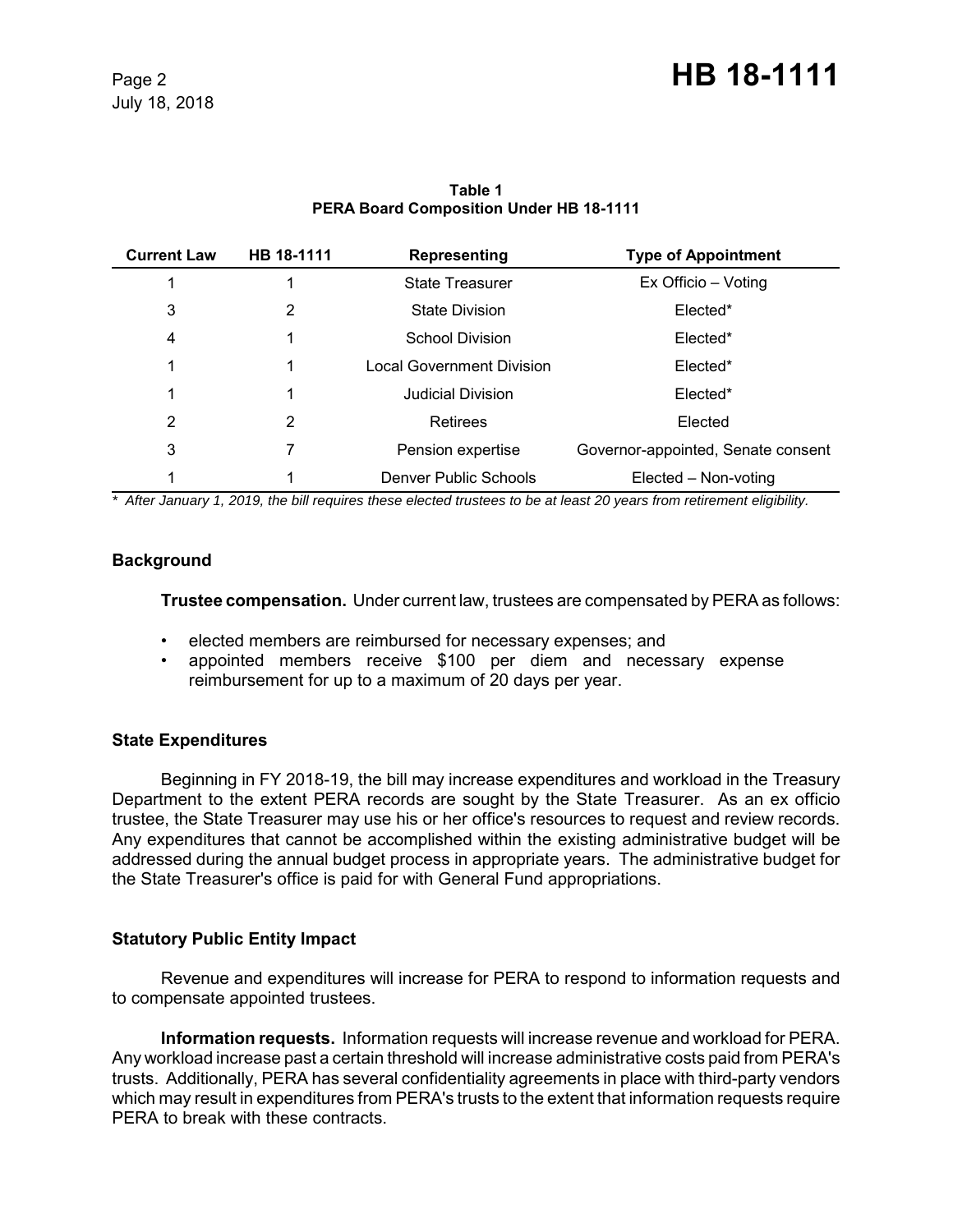**Table 1**
**PERA Board Composition Under HB 18-1111**

| Current Law | HB 18-1111 | Representing | Type of Appointment |
|---|---|---|---|
| 1 | 1 | State Treasurer | Ex Officio – Voting |
| 3 | 2 | State Division | Elected* |
| 4 | 1 | School Division | Elected* |
| 1 | 1 | Local Government Division | Elected* |
| 1 | 1 | Judicial Division | Elected* |
| 2 | 2 | Retirees | Elected |
| 3 | 7 | Pension expertise | Governor-appointed, Senate consent |
| 1 | 1 | Denver Public Schools | Elected – Non-voting |

*\* After January 1, 2019, the bill requires these elected trustees to be at least 20 years from retirement eligibility.*

### Background

**Trustee compensation.** Under current law, trustees are compensated by PERA as follows:

- elected members are reimbursed for necessary expenses; and
- appointed members receive $100 per diem and necessary expense reimbursement for up to a maximum of 20 days per year.

### State Expenditures

Beginning in FY 2018-19, the bill may increase expenditures and workload in the Treasury Department to the extent PERA records are sought by the State Treasurer. As an ex officio trustee, the State Treasurer may use his or her office's resources to request and review records. Any expenditures that cannot be accomplished within the existing administrative budget will be addressed during the annual budget process in appropriate years. The administrative budget for the State Treasurer's office is paid for with General Fund appropriations.

### Statutory Public Entity Impact

Revenue and expenditures will increase for PERA to respond to information requests and to compensate appointed trustees.

**Information requests.** Information requests will increase revenue and workload for PERA. Any workload increase past a certain threshold will increase administrative costs paid from PERA's trusts. Additionally, PERA has several confidentiality agreements in place with third-party vendors which may result in expenditures from PERA's trusts to the extent that information requests require PERA to break with these contracts.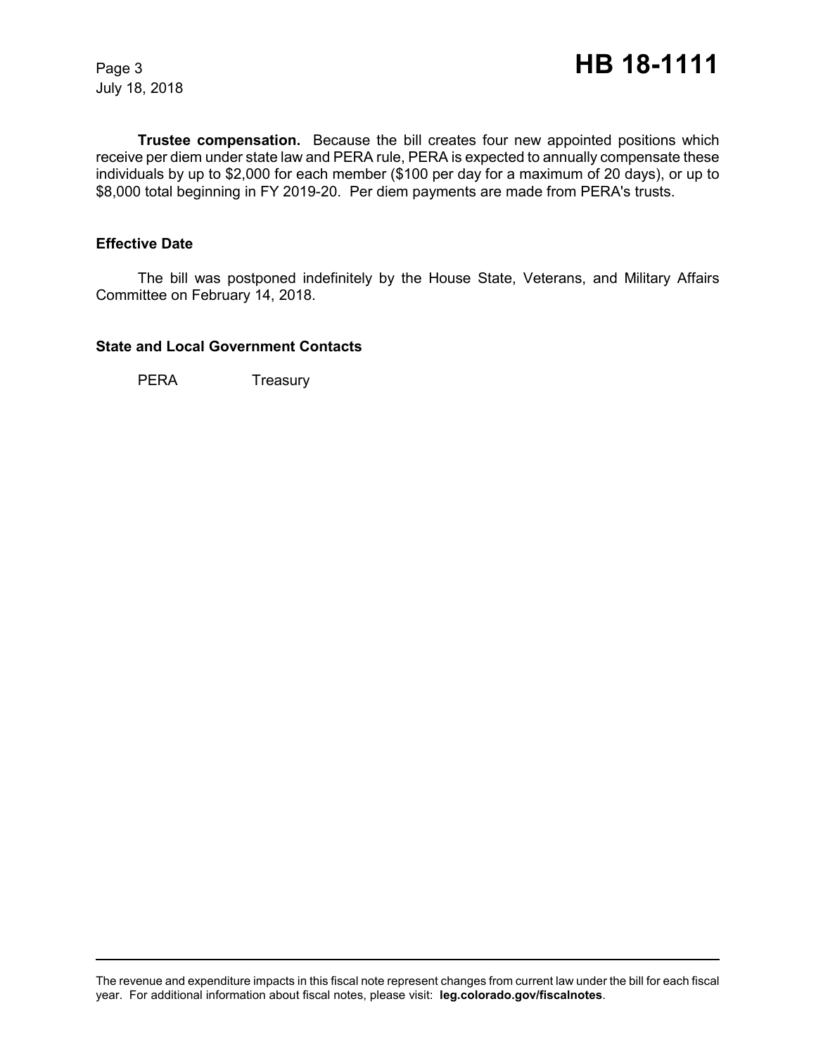**Trustee compensation.** Because the bill creates four new appointed positions which receive per diem under state law and PERA rule, PERA is expected to annually compensate these individuals by up to $2,000 for each member ($100 per day for a maximum of 20 days), or up to $8,000 total beginning in FY 2019-20. Per diem payments are made from PERA's trusts.

### Effective Date

The bill was postponed indefinitely by the House State, Veterans, and Military Affairs Committee on February 14, 2018.

### State and Local Government Contacts

PERA Treasury

The revenue and expenditure impacts in this fiscal note represent changes from current law under the bill for each fiscal year. For additional information about fiscal notes, please visit: **leg.colorado.gov/fiscalnotes**.